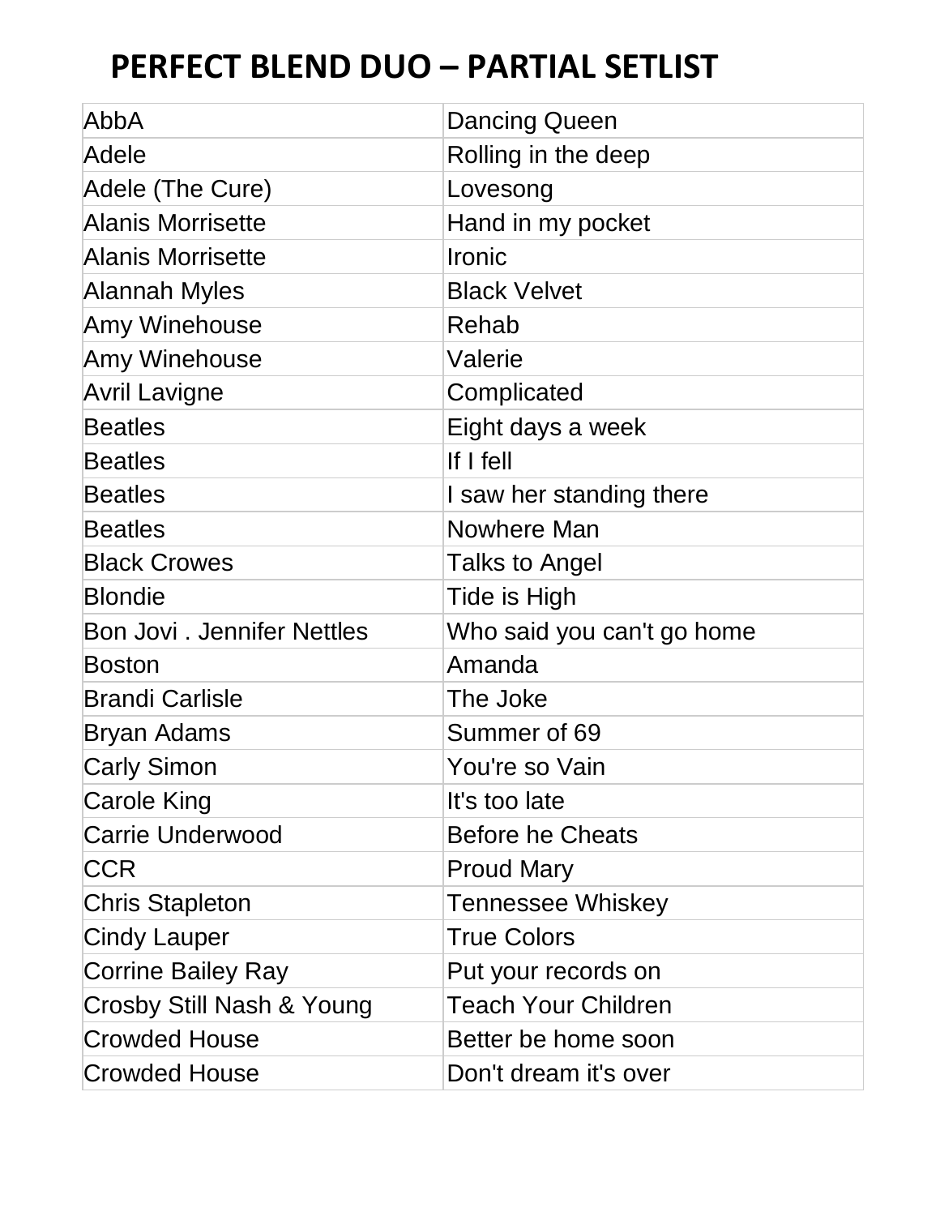# PERFECT BLEND DUO – PARTIAL SETLIST

| | |
|---|---|
| AbbA | Dancing Queen |
| Adele | Rolling in the deep |
| Adele (The Cure) | Lovesong |
| Alanis Morrisette | Hand in my pocket |
| Alanis Morrisette | Ironic |
| Alannah Myles | Black Velvet |
| Amy Winehouse | Rehab |
| Amy Winehouse | Valerie |
| Avril Lavigne | Complicated |
| Beatles | Eight days a week |
| Beatles | If I fell |
| Beatles | I saw her standing there |
| Beatles | Nowhere Man |
| Black Crowes | Talks to Angel |
| Blondie | Tide is High |
| Bon Jovi . Jennifer Nettles | Who said you can't go home |
| Boston | Amanda |
| Brandi Carlisle | The Joke |
| Bryan Adams | Summer of 69 |
| Carly Simon | You're so Vain |
| Carole King | It's too late |
| Carrie Underwood | Before he Cheats |
| CCR | Proud Mary |
| Chris Stapleton | Tennessee Whiskey |
| Cindy Lauper | True Colors |
| Corrine Bailey Ray | Put your records on |
| Crosby Still Nash & Young | Teach Your Children |
| Crowded House | Better be home soon |
| Crowded House | Don't dream it's over |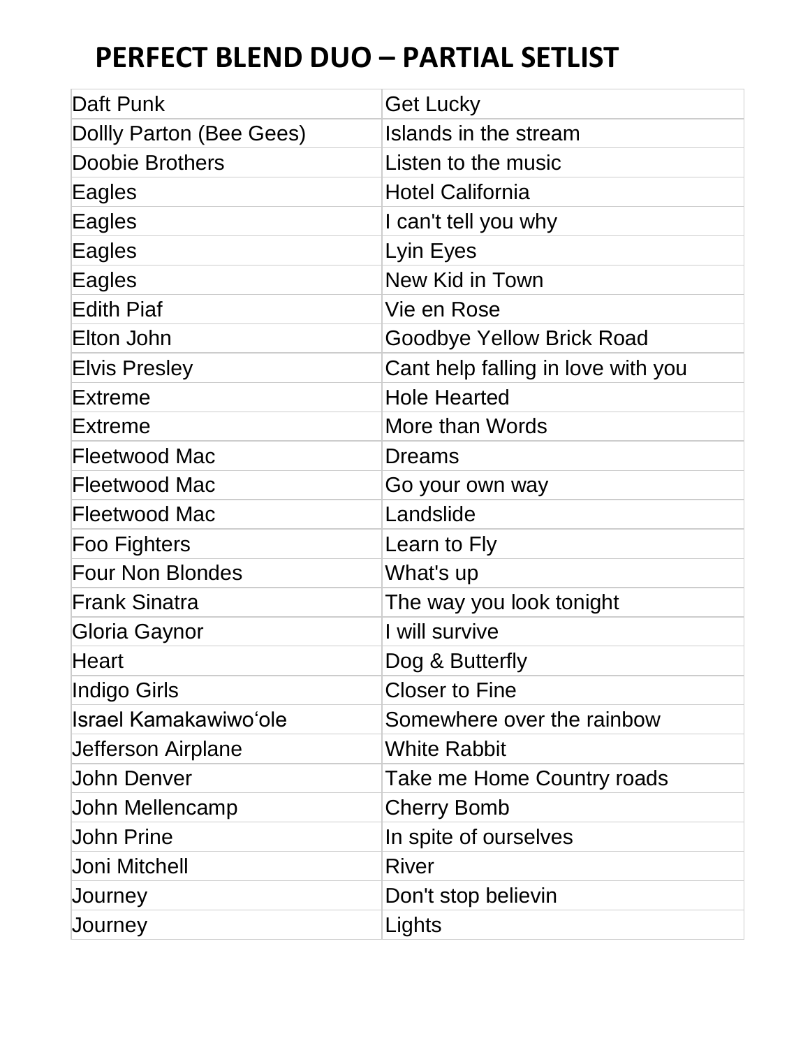# PERFECT BLEND DUO – PARTIAL SETLIST

| | |
|---|---|
| Daft Punk | Get Lucky |
| Dollly Parton (Bee Gees) | Islands in the stream |
| Doobie Brothers | Listen to the music |
| Eagles | Hotel California |
| Eagles | I can't tell you why |
| Eagles | Lyin Eyes |
| Eagles | New Kid in Town |
| Edith Piaf | Vie en Rose |
| Elton John | Goodbye Yellow Brick Road |
| Elvis Presley | Cant help falling in love with you |
| Extreme | Hole Hearted |
| Extreme | More than Words |
| Fleetwood Mac | Dreams |
| Fleetwood Mac | Go your own way |
| Fleetwood Mac | Landslide |
| Foo Fighters | Learn to Fly |
| Four Non Blondes | What's up |
| Frank Sinatra | The way you look tonight |
| Gloria Gaynor | I will survive |
| Heart | Dog & Butterfly |
| Indigo Girls | Closer to Fine |
| Israel Kamakawiwoʻole | Somewhere over the rainbow |
| Jefferson Airplane | White Rabbit |
| John Denver | Take me Home Country roads |
| John Mellencamp | Cherry Bomb |
| John Prine | In spite of ourselves |
| Joni Mitchell | River |
| Journey | Don't stop believin |
| Journey | Lights |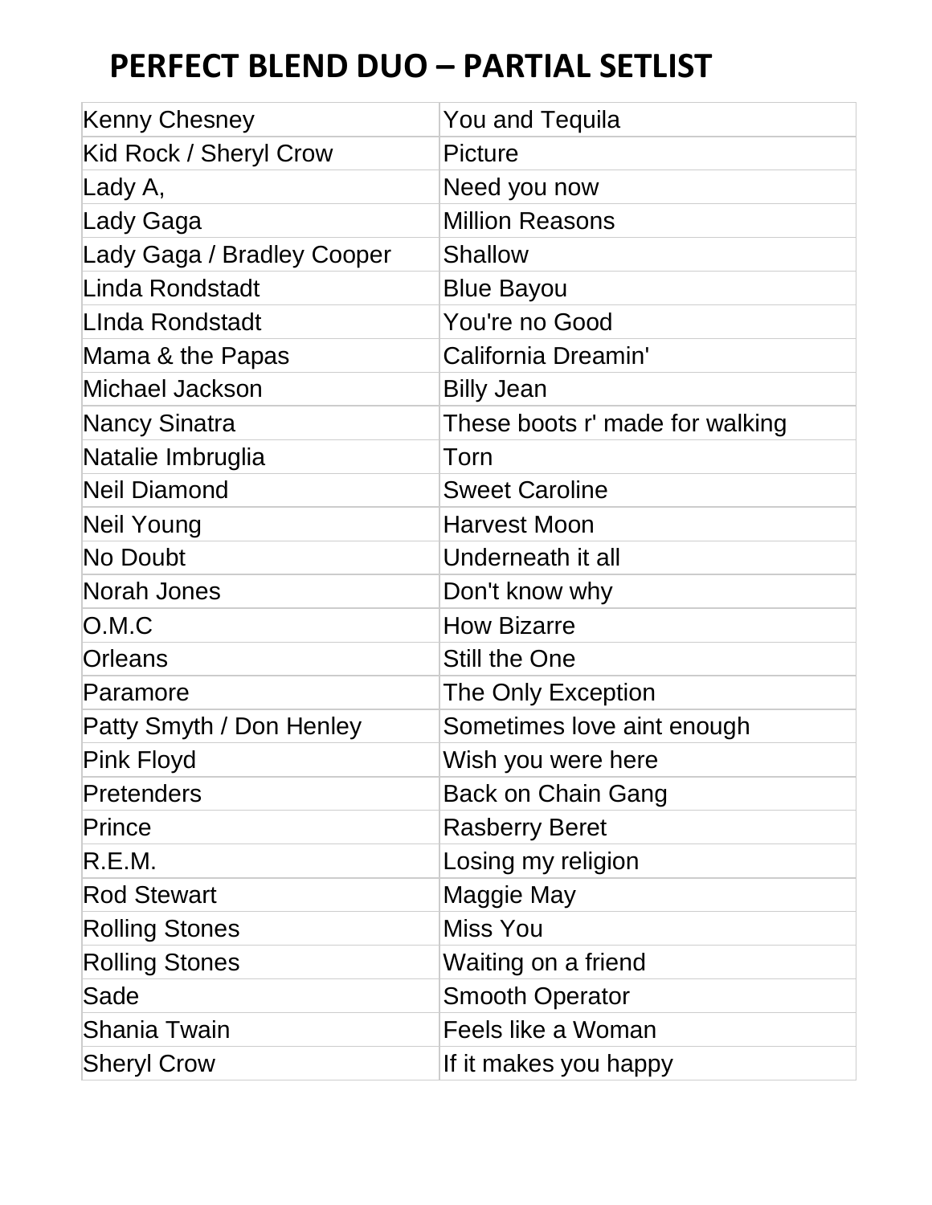# PERFECT BLEND DUO – PARTIAL SETLIST

| | |
|---|---|
| Kenny Chesney | You and Tequila |
| Kid Rock / Sheryl Crow | Picture |
| Lady A, | Need you now |
| Lady Gaga | Million Reasons |
| Lady Gaga / Bradley Cooper | Shallow |
| Linda Rondstadt | Blue Bayou |
| LInda Rondstadt | You're no Good |
| Mama & the Papas | California Dreamin' |
| Michael Jackson | Billy Jean |
| Nancy Sinatra | These boots r' made for walking |
| Natalie Imbruglia | Torn |
| Neil Diamond | Sweet Caroline |
| Neil Young | Harvest Moon |
| No Doubt | Underneath it all |
| Norah Jones | Don't know why |
| O.M.C | How Bizarre |
| Orleans | Still the One |
| Paramore | The Only Exception |
| Patty Smyth / Don Henley | Sometimes love aint enough |
| Pink Floyd | Wish you were here |
| Pretenders | Back on Chain Gang |
| Prince | Rasberry Beret |
| R.E.M. | Losing my religion |
| Rod Stewart | Maggie May |
| Rolling Stones | Miss You |
| Rolling Stones | Waiting on a friend |
| Sade | Smooth Operator |
| Shania Twain | Feels like a Woman |
| Sheryl Crow | If it makes you happy |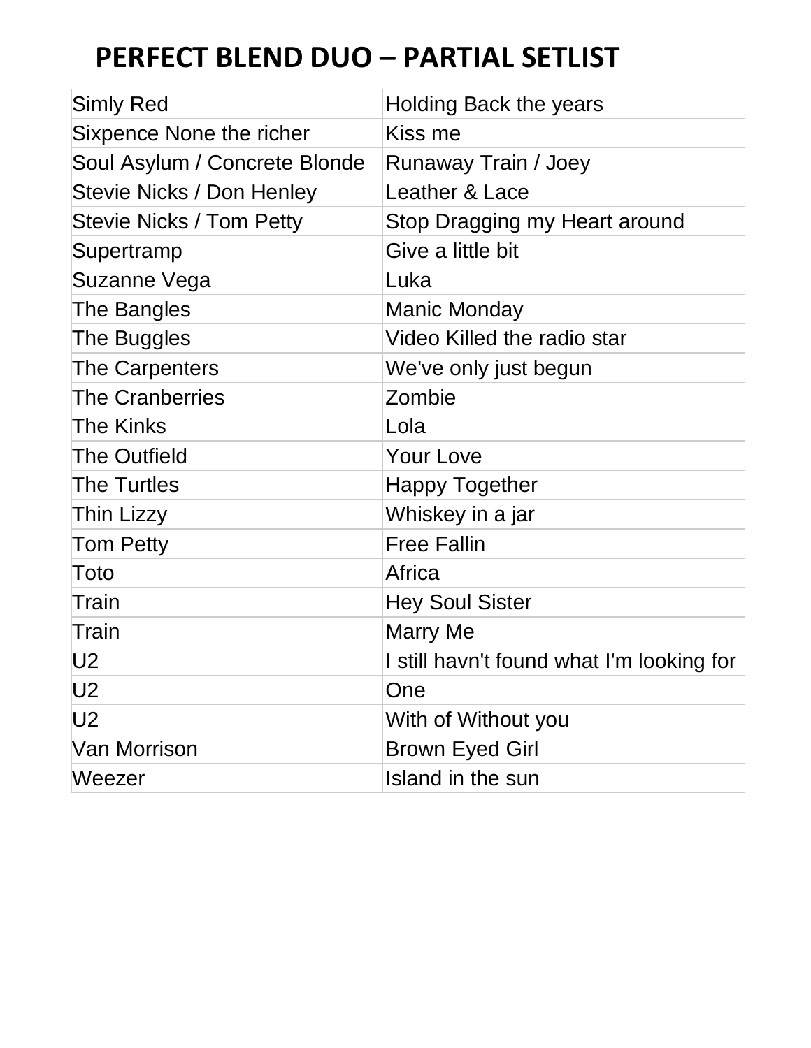# PERFECT BLEND DUO – PARTIAL SETLIST

| | |
|---|---|
| Simly Red | Holding Back the years |
| Sixpence None the richer | Kiss me |
| Soul Asylum / Concrete Blonde | Runaway Train / Joey |
| Stevie Nicks / Don Henley | Leather & Lace |
| Stevie Nicks / Tom Petty | Stop Dragging my Heart around |
| Supertramp | Give a little bit |
| Suzanne Vega | Luka |
| The Bangles | Manic Monday |
| The Buggles | Video Killed the radio star |
| The Carpenters | We've only just begun |
| The Cranberries | Zombie |
| The Kinks | Lola |
| The Outfield | Your Love |
| The Turtles | Happy Together |
| Thin Lizzy | Whiskey in a jar |
| Tom Petty | Free Fallin |
| Toto | Africa |
| Train | Hey Soul Sister |
| Train | Marry Me |
| U2 | I still havn't found what I'm looking for |
| U2 | One |
| U2 | With of Without you |
| Van Morrison | Brown Eyed Girl |
| Weezer | Island in the sun |